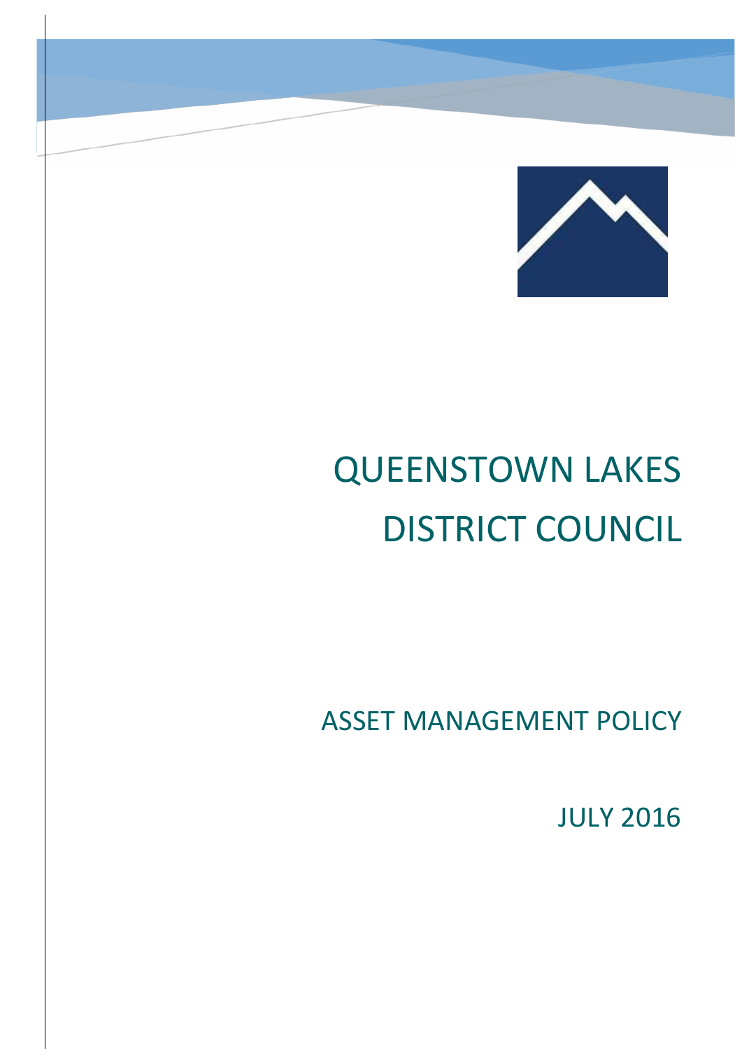# QUEENSTOWN LAKES DISTRICT COUNCIL

## ASSET MANAGEMENT POLICY

JULY 2016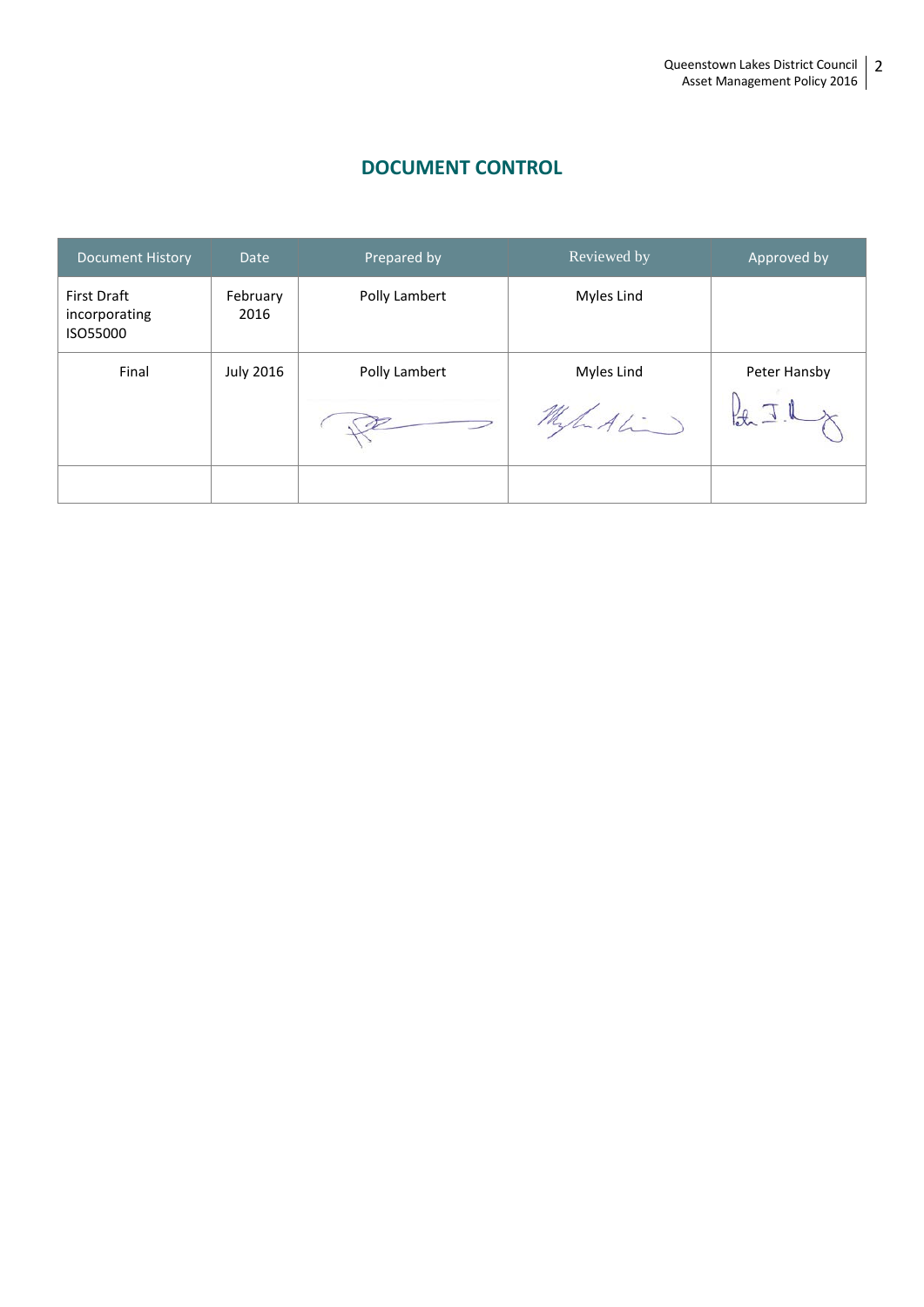## DOCUMENT CONTROL

| Document History | Date | Prepared by | Reviewed by | Approved by |
|---|---|---|---|---|
| First Draft incorporating ISO55000 | February 2016 | Polly Lambert | Myles Lind | |
| Final | July 2016 | Polly Lambert | Myles Lind | Peter Hansby |
| | | | | |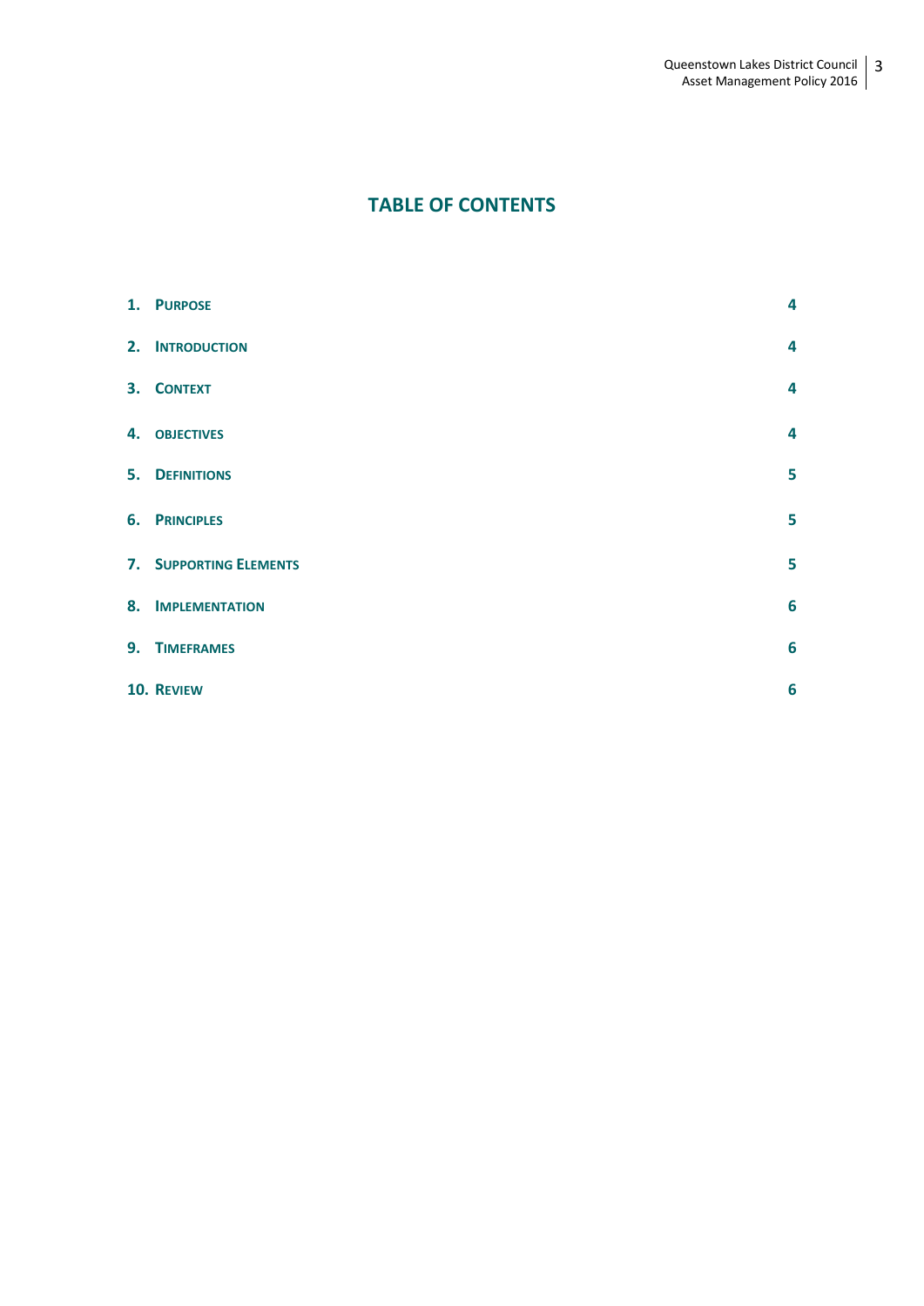# TABLE OF CONTENTS

| | |
|---|---|
| 1. PURPOSE | 4 |
| 2. INTRODUCTION | 4 |
| 3. CONTEXT | 4 |
| 4. OBJECTIVES | 4 |
| 5. DEFINITIONS | 5 |
| 6. PRINCIPLES | 5 |
| 7. SUPPORTING ELEMENTS | 5 |
| 8. IMPLEMENTATION | 6 |
| 9. TIMEFRAMES | 6 |
| 10. REVIEW | 6 |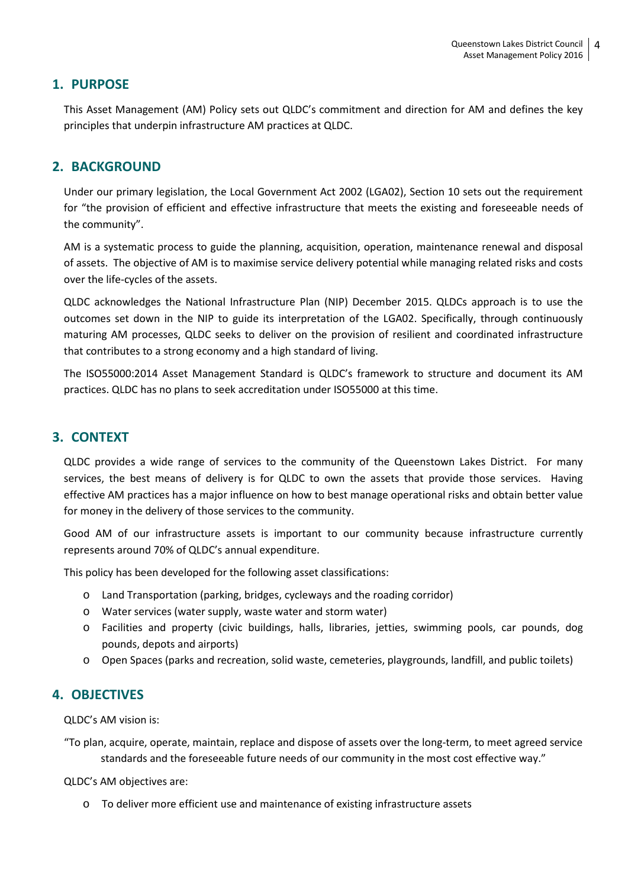## 1. PURPOSE

This Asset Management (AM) Policy sets out QLDC's commitment and direction for AM and defines the key principles that underpin infrastructure AM practices at QLDC.

## 2. BACKGROUND

Under our primary legislation, the Local Government Act 2002 (LGA02), Section 10 sets out the requirement for "the provision of efficient and effective infrastructure that meets the existing and foreseeable needs of the community".

AM is a systematic process to guide the planning, acquisition, operation, maintenance renewal and disposal of assets. The objective of AM is to maximise service delivery potential while managing related risks and costs over the life-cycles of the assets.

QLDC acknowledges the National Infrastructure Plan (NIP) December 2015. QLDCs approach is to use the outcomes set down in the NIP to guide its interpretation of the LGA02. Specifically, through continuously maturing AM processes, QLDC seeks to deliver on the provision of resilient and coordinated infrastructure that contributes to a strong economy and a high standard of living.

The ISO55000:2014 Asset Management Standard is QLDC's framework to structure and document its AM practices. QLDC has no plans to seek accreditation under ISO55000 at this time.

## 3. CONTEXT

QLDC provides a wide range of services to the community of the Queenstown Lakes District. For many services, the best means of delivery is for QLDC to own the assets that provide those services. Having effective AM practices has a major influence on how to best manage operational risks and obtain better value for money in the delivery of those services to the community.

Good AM of our infrastructure assets is important to our community because infrastructure currently represents around 70% of QLDC's annual expenditure.

This policy has been developed for the following asset classifications:

- Land Transportation (parking, bridges, cycleways and the roading corridor)
- Water services (water supply, waste water and storm water)
- Facilities and property (civic buildings, halls, libraries, jetties, swimming pools, car pounds, dog pounds, depots and airports)
- Open Spaces (parks and recreation, solid waste, cemeteries, playgrounds, landfill, and public toilets)

## 4. OBJECTIVES

QLDC's AM vision is:

"To plan, acquire, operate, maintain, replace and dispose of assets over the long-term, to meet agreed service standards and the foreseeable future needs of our community in the most cost effective way."

QLDC's AM objectives are:

- To deliver more efficient use and maintenance of existing infrastructure assets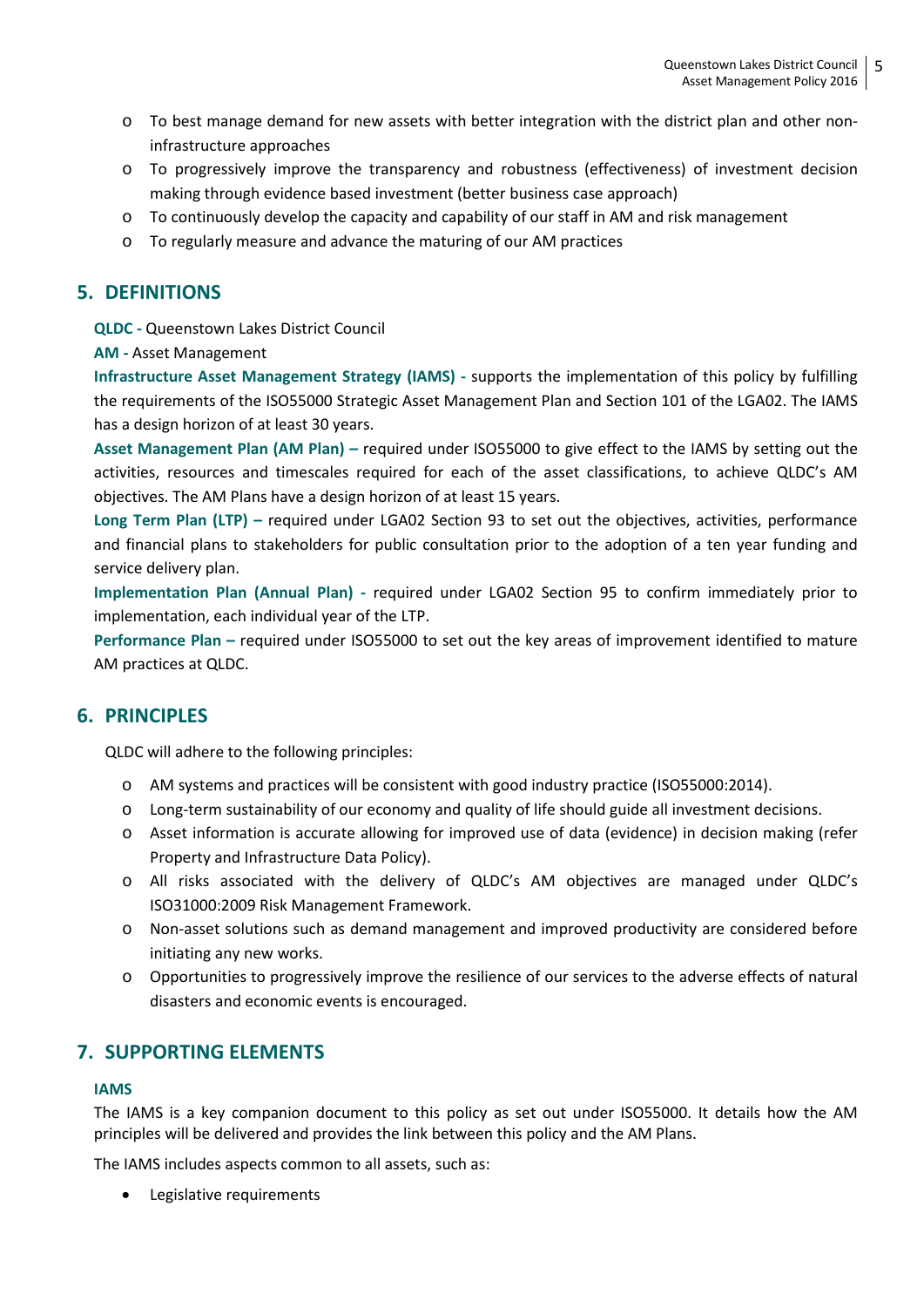- To best manage demand for new assets with better integration with the district plan and other non-infrastructure approaches
- To progressively improve the transparency and robustness (effectiveness) of investment decision making through evidence based investment (better business case approach)
- To continuously develop the capacity and capability of our staff in AM and risk management
- To regularly measure and advance the maturing of our AM practices

## 5. DEFINITIONS

**QLDC -** Queenstown Lakes District Council

**AM -** Asset Management

**Infrastructure Asset Management Strategy (IAMS) -** supports the implementation of this policy by fulfilling the requirements of the ISO55000 Strategic Asset Management Plan and Section 101 of the LGA02. The IAMS has a design horizon of at least 30 years.

**Asset Management Plan (AM Plan) –** required under ISO55000 to give effect to the IAMS by setting out the activities, resources and timescales required for each of the asset classifications, to achieve QLDC's AM objectives. The AM Plans have a design horizon of at least 15 years.

**Long Term Plan (LTP) –** required under LGA02 Section 93 to set out the objectives, activities, performance and financial plans to stakeholders for public consultation prior to the adoption of a ten year funding and service delivery plan.

**Implementation Plan (Annual Plan) -** required under LGA02 Section 95 to confirm immediately prior to implementation, each individual year of the LTP.

**Performance Plan –** required under ISO55000 to set out the key areas of improvement identified to mature AM practices at QLDC.

## 6. PRINCIPLES

QLDC will adhere to the following principles:

- AM systems and practices will be consistent with good industry practice (ISO55000:2014).
- Long-term sustainability of our economy and quality of life should guide all investment decisions.
- Asset information is accurate allowing for improved use of data (evidence) in decision making (refer Property and Infrastructure Data Policy).
- All risks associated with the delivery of QLDC's AM objectives are managed under QLDC's ISO31000:2009 Risk Management Framework.
- Non-asset solutions such as demand management and improved productivity are considered before initiating any new works.
- Opportunities to progressively improve the resilience of our services to the adverse effects of natural disasters and economic events is encouraged.

## 7. SUPPORTING ELEMENTS

### IAMS

The IAMS is a key companion document to this policy as set out under ISO55000. It details how the AM principles will be delivered and provides the link between this policy and the AM Plans.

The IAMS includes aspects common to all assets, such as:

- Legislative requirements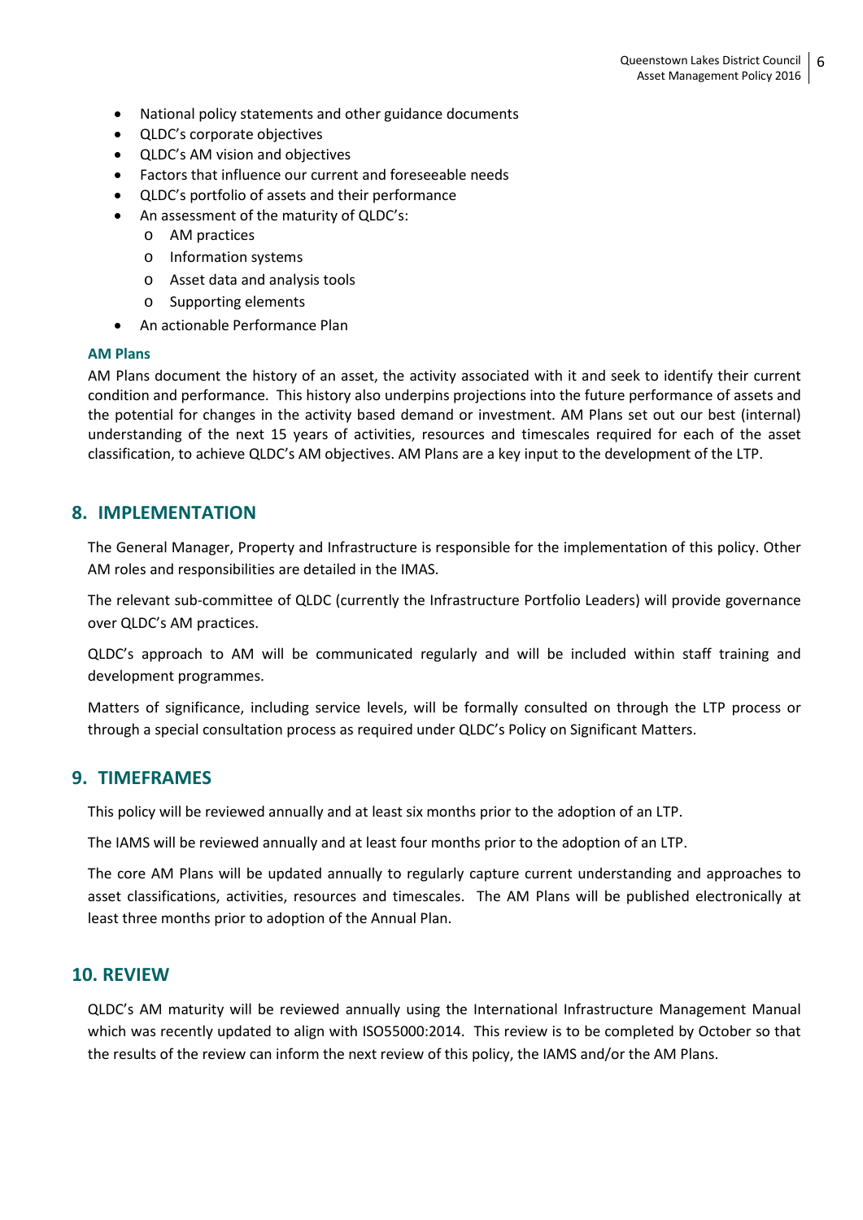- National policy statements and other guidance documents
- QLDC's corporate objectives
- QLDC's AM vision and objectives
- Factors that influence our current and foreseeable needs
- QLDC's portfolio of assets and their performance
- An assessment of the maturity of QLDC's:
  - AM practices
  - Information systems
  - Asset data and analysis tools
  - Supporting elements
- An actionable Performance Plan

#### AM Plans

AM Plans document the history of an asset, the activity associated with it and seek to identify their current condition and performance. This history also underpins projections into the future performance of assets and the potential for changes in the activity based demand or investment. AM Plans set out our best (internal) understanding of the next 15 years of activities, resources and timescales required for each of the asset classification, to achieve QLDC's AM objectives. AM Plans are a key input to the development of the LTP.

## 8. IMPLEMENTATION

The General Manager, Property and Infrastructure is responsible for the implementation of this policy. Other AM roles and responsibilities are detailed in the IMAS.

The relevant sub-committee of QLDC (currently the Infrastructure Portfolio Leaders) will provide governance over QLDC's AM practices.

QLDC's approach to AM will be communicated regularly and will be included within staff training and development programmes.

Matters of significance, including service levels, will be formally consulted on through the LTP process or through a special consultation process as required under QLDC's Policy on Significant Matters.

## 9. TIMEFRAMES

This policy will be reviewed annually and at least six months prior to the adoption of an LTP.

The IAMS will be reviewed annually and at least four months prior to the adoption of an LTP.

The core AM Plans will be updated annually to regularly capture current understanding and approaches to asset classifications, activities, resources and timescales. The AM Plans will be published electronically at least three months prior to adoption of the Annual Plan.

## 10. REVIEW

QLDC's AM maturity will be reviewed annually using the International Infrastructure Management Manual which was recently updated to align with ISO55000:2014. This review is to be completed by October so that the results of the review can inform the next review of this policy, the IAMS and/or the AM Plans.